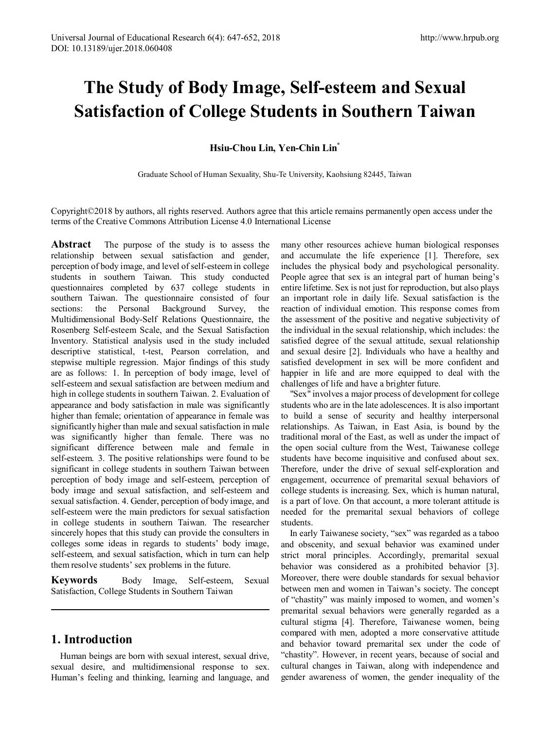# The Study of Body Image, Self-esteem and Sexual Satisfaction of College Students in Southern Taiwan

**Hsiu-Chou Lin, Yen-Chin Lin***

Graduate School of Human Sexuality, Shu-Te University, Kaohsiung 82445, Taiwan

Copyright©2018 by authors, all rights reserved. Authors agree that this article remains permanently open access under the terms of the Creative Commons Attribution License 4.0 International License

**Abstract** The purpose of the study is to assess the relationship between sexual satisfaction and gender, perception of body image, and level of self-esteem in college students in southern Taiwan. This study conducted questionnaires completed by 637 college students in southern Taiwan. The questionnaire consisted of four sections: the Personal Background Survey, the Multidimensional Body-Self Relations Questionnaire, the Rosenberg Self-esteem Scale, and the Sexual Satisfaction Inventory. Statistical analysis used in the study included descriptive statistical, t-test, Pearson correlation, and stepwise multiple regression. Major findings of this study are as follows: 1. In perception of body image, level of self-esteem and sexual satisfaction are between medium and high in college students in southern Taiwan. 2. Evaluation of appearance and body satisfaction in male was significantly higher than female; orientation of appearance in female was significantly higher than male and sexual satisfaction in male was significantly higher than female. There was no significant difference between male and female in self-esteem. 3. The positive relationships were found to be significant in college students in southern Taiwan between perception of body image and self-esteem, perception of body image and sexual satisfaction, and self-esteem and sexual satisfaction. 4. Gender, perception of body image, and self-esteem were the main predictors for sexual satisfaction in college students in southern Taiwan. The researcher sincerely hopes that this study can provide the consulters in colleges some ideas in regards to students' body image, self-esteem, and sexual satisfaction, which in turn can help them resolve students' sex problems in the future.

**Keywords** Body Image, Self-esteem, Sexual Satisfaction, College Students in Southern Taiwan

## 1. Introduction

Human beings are born with sexual interest, sexual drive, sexual desire, and multidimensional response to sex. Human's feeling and thinking, learning and language, and many other resources achieve human biological responses and accumulate the life experience [1]. Therefore, sex includes the physical body and psychological personality. People agree that sex is an integral part of human being's entire lifetime. Sex is not just for reproduction, but also plays an important role in daily life. Sexual satisfaction is the reaction of individual emotion. This response comes from the assessment of the positive and negative subjectivity of the individual in the sexual relationship, which includes: the satisfied degree of the sexual attitude, sexual relationship and sexual desire [2]. Individuals who have a healthy and satisfied development in sex will be more confident and happier in life and are more equipped to deal with the challenges of life and have a brighter future.

"Sex" involves a major process of development for college students who are in the late adolescences. It is also important to build a sense of security and healthy interpersonal relationships. As Taiwan, in East Asia, is bound by the traditional moral of the East, as well as under the impact of the open social culture from the West, Taiwanese college students have become inquisitive and confused about sex. Therefore, under the drive of sexual self-exploration and engagement, occurrence of premarital sexual behaviors of college students is increasing. Sex, which is human natural, is a part of love. On that account, a more tolerant attitude is needed for the premarital sexual behaviors of college students.

In early Taiwanese society, "sex" was regarded as a taboo and obscenity, and sexual behavior was examined under strict moral principles. Accordingly, premarital sexual behavior was considered as a prohibited behavior [3]. Moreover, there were double standards for sexual behavior between men and women in Taiwan's society. The concept of "chastity" was mainly imposed to women, and women's premarital sexual behaviors were generally regarded as a cultural stigma [4]. Therefore, Taiwanese women, being compared with men, adopted a more conservative attitude and behavior toward premarital sex under the code of "chastity". However, in recent years, because of social and cultural changes in Taiwan, along with independence and gender awareness of women, the gender inequality of the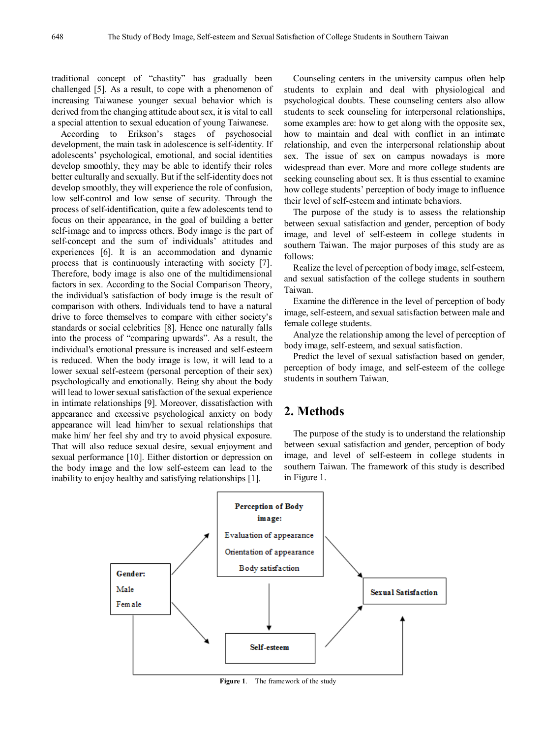traditional concept of "chastity" has gradually been challenged [5]. As a result, to cope with a phenomenon of increasing Taiwanese younger sexual behavior which is derived from the changing attitude about sex, it is vital to call a special attention to sexual education of young Taiwanese.

According to Erikson's stages of psychosocial development, the main task in adolescence is self-identity. If adolescents' psychological, emotional, and social identities develop smoothly, they may be able to identify their roles better culturally and sexually. But if the self-identity does not develop smoothly, they will experience the role of confusion, low self-control and low sense of security. Through the process of self-identification, quite a few adolescents tend to focus on their appearance, in the goal of building a better self-image and to impress others. Body image is the part of self-concept and the sum of individuals' attitudes and experiences [6]. It is an accommodation and dynamic process that is continuously interacting with society [7]. Therefore, body image is also one of the multidimensional factors in sex. According to the Social Comparison Theory, the individual's satisfaction of body image is the result of comparison with others. Individuals tend to have a natural drive to force themselves to compare with either society's standards or social celebrities [8]. Hence one naturally falls into the process of "comparing upwards". As a result, the individual's emotional pressure is increased and self-esteem is reduced. When the body image is low, it will lead to a lower sexual self-esteem (personal perception of their sex) psychologically and emotionally. Being shy about the body will lead to lower sexual satisfaction of the sexual experience in intimate relationships [9]. Moreover, dissatisfaction with appearance and excessive psychological anxiety on body appearance will lead him/her to sexual relationships that make him/ her feel shy and try to avoid physical exposure. That will also reduce sexual desire, sexual enjoyment and sexual performance [10]. Either distortion or depression on the body image and the low self-esteem can lead to the inability to enjoy healthy and satisfying relationships [1].

Counseling centers in the university campus often help students to explain and deal with physiological and psychological doubts. These counseling centers also allow students to seek counseling for interpersonal relationships, some examples are: how to get along with the opposite sex, how to maintain and deal with conflict in an intimate relationship, and even the interpersonal relationship about sex. The issue of sex on campus nowadays is more widespread than ever. More and more college students are seeking counseling about sex. It is thus essential to examine how college students' perception of body image to influence their level of self-esteem and intimate behaviors.

The purpose of the study is to assess the relationship between sexual satisfaction and gender, perception of body image, and level of self-esteem in college students in southern Taiwan. The major purposes of this study are as follows:

Realize the level of perception of body image, self-esteem, and sexual satisfaction of the college students in southern Taiwan.

Examine the difference in the level of perception of body image, self-esteem, and sexual satisfaction between male and female college students.

Analyze the relationship among the level of perception of body image, self-esteem, and sexual satisfaction.

Predict the level of sexual satisfaction based on gender, perception of body image, and self-esteem of the college students in southern Taiwan.

## 2. Methods

The purpose of the study is to understand the relationship between sexual satisfaction and gender, perception of body image, and level of self-esteem in college students in southern Taiwan. The framework of this study is described in Figure 1.

Gender:
Male
Female

Perception of Body image:
Evaluation of appearance
Orientation of appearance
Body satisfaction

Self-esteem

Sexual Satisfaction

**Figure 1**. The framework of the study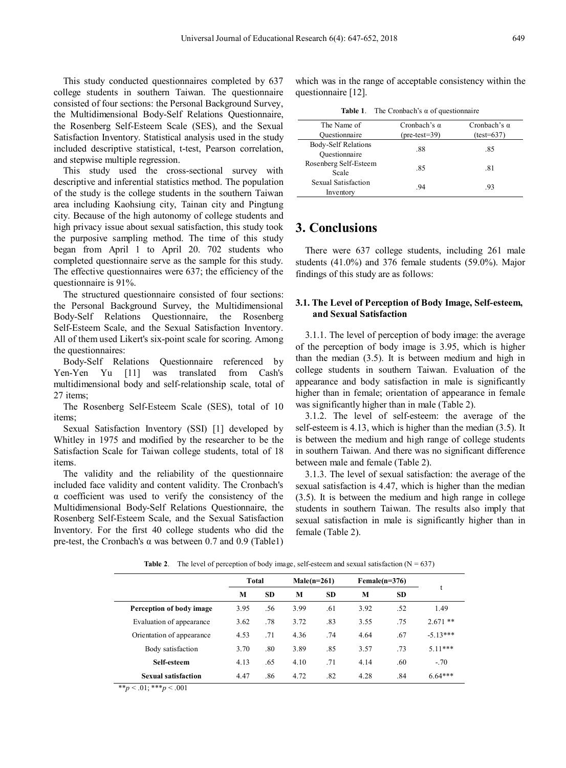This study conducted questionnaires completed by 637 college students in southern Taiwan. The questionnaire consisted of four sections: the Personal Background Survey, the Multidimensional Body-Self Relations Questionnaire, the Rosenberg Self-Esteem Scale (SES), and the Sexual Satisfaction Inventory. Statistical analysis used in the study included descriptive statistical, t-test, Pearson correlation, and stepwise multiple regression.

This study used the cross-sectional survey with descriptive and inferential statistics method. The population of the study is the college students in the southern Taiwan area including Kaohsiung city, Tainan city and Pingtung city. Because of the high autonomy of college students and high privacy issue about sexual satisfaction, this study took the purposive sampling method. The time of this study began from April 1 to April 20. 702 students who completed questionnaire serve as the sample for this study. The effective questionnaires were 637; the efficiency of the questionnaire is 91%.

The structured questionnaire consisted of four sections: the Personal Background Survey, the Multidimensional Body-Self Relations Questionnaire, the Rosenberg Self-Esteem Scale, and the Sexual Satisfaction Inventory. All of them used Likert's six-point scale for scoring. Among the questionnaires:

Body-Self Relations Questionnaire referenced by Yen-Yen Yu [11] was translated from Cash's multidimensional body and self-relationship scale, total of 27 items;

The Rosenberg Self-Esteem Scale (SES), total of 10 items;

Sexual Satisfaction Inventory (SSI) [1] developed by Whitley in 1975 and modified by the researcher to be the Satisfaction Scale for Taiwan college students, total of 18 items.

The validity and the reliability of the questionnaire included face validity and content validity. The Cronbach's α coefficient was used to verify the consistency of the Multidimensional Body-Self Relations Questionnaire, the Rosenberg Self-Esteem Scale, and the Sexual Satisfaction Inventory. For the first 40 college students who did the pre-test, the Cronbach's α was between 0.7 and 0.9 (Table1) which was in the range of acceptable consistency within the questionnaire [12].

**Table 1**. The Cronbach's α of questionnaire

| The Name of Questionnaire | Cronbach's α (pre-test=39) | Cronbach's α (test=637) |
|---|---|---|
| Body-Self Relations Questionnaire | .88 | .85 |
| Rosenberg Self-Esteem Scale | .85 | .81 |
| Sexual Satisfaction Inventory | .94 | .93 |

# 3. Conclusions

There were 637 college students, including 261 male students (41.0%) and 376 female students (59.0%). Major findings of this study are as follows:

### 3.1. The Level of Perception of Body Image, Self-esteem, and Sexual Satisfaction

3.1.1. The level of perception of body image: the average of the perception of body image is 3.95, which is higher than the median (3.5). It is between medium and high in college students in southern Taiwan. Evaluation of the appearance and body satisfaction in male is significantly higher than in female; orientation of appearance in female was significantly higher than in male (Table 2).

3.1.2. The level of self-esteem: the average of the self-esteem is 4.13, which is higher than the median (3.5). It is between the medium and high range of college students in southern Taiwan. And there was no significant difference between male and female (Table 2).

3.1.3. The level of sexual satisfaction: the average of the sexual satisfaction is 4.47, which is higher than the median (3.5). It is between the medium and high range in college students in southern Taiwan. The results also imply that sexual satisfaction in male is significantly higher than in female (Table 2).

**Table 2**. The level of perception of body image, self-esteem and sexual satisfaction (N = 637)

| | Total | | Male(n=261) | | Female(n=376) | | t |
|---|---|---|---|---|---|---|---|
| | **M** | **SD** | **M** | **SD** | **M** | **SD** | |
| **Perception of body image** | 3.95 | .56 | 3.99 | .61 | 3.92 | .52 | 1.49 |
| Evaluation of appearance | 3.62 | .78 | 3.72 | .83 | 3.55 | .75 | 2.671 ** |
| Orientation of appearance | 4.53 | .71 | 4.36 | .74 | 4.64 | .67 | -5.13*** |
| Body satisfaction | 3.70 | .80 | 3.89 | .85 | 3.57 | .73 | 5.11*** |
| **Self-esteem** | 4.13 | .65 | 4.10 | .71 | 4.14 | .60 | -.70 |
| **Sexual satisfaction** | 4.47 | .86 | 4.72 | .82 | 4.28 | .84 | 6.64*** |

**$p < .01$; ***$p < .001$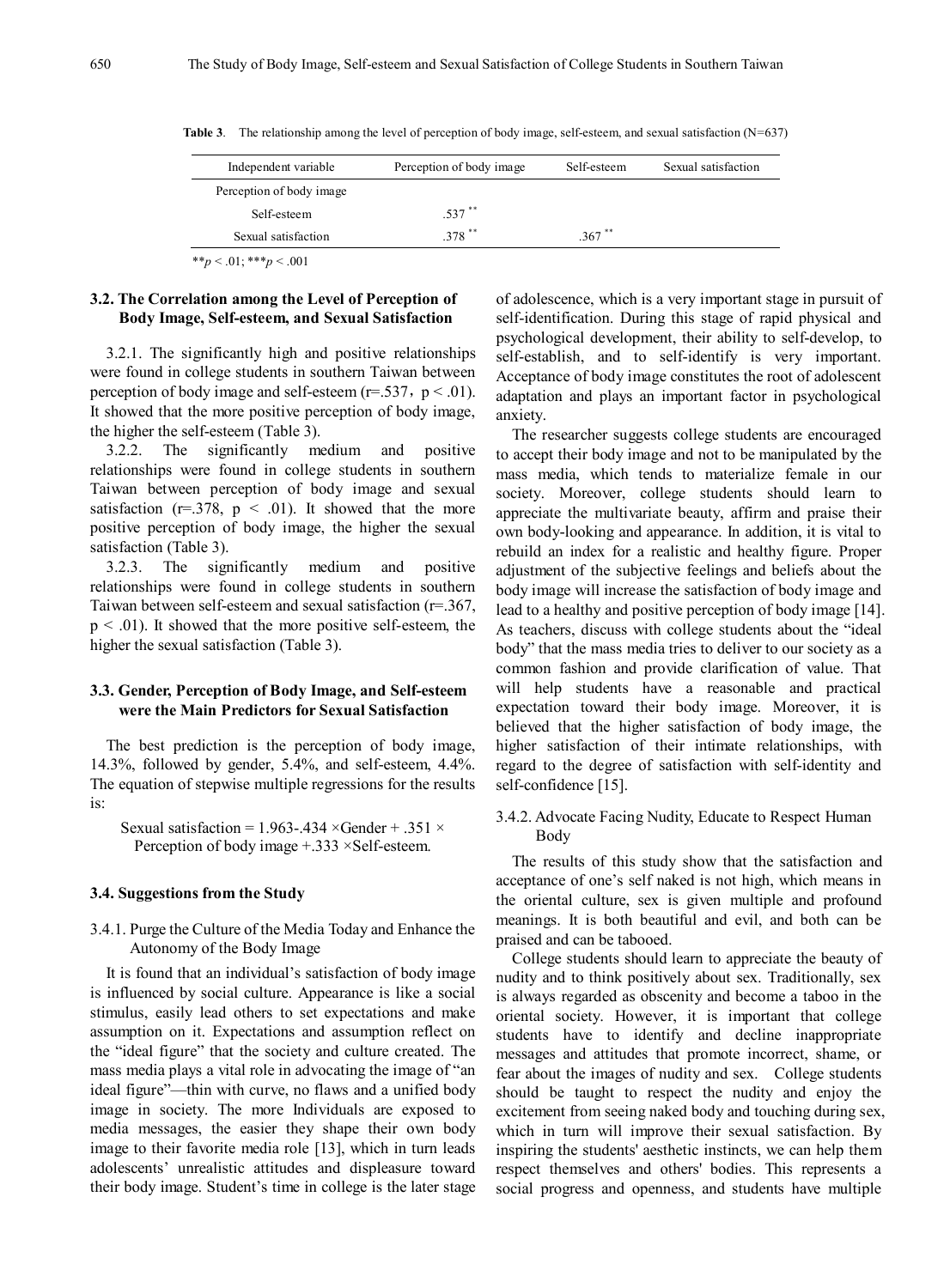**Table 3**. The relationship among the level of perception of body image, self-esteem, and sexual satisfaction (N=637)

| Independent variable | Perception of body image | Self-esteem | Sexual satisfaction |
|---|---|---|---|
| Perception of body image | | | |
| Self-esteem | $.537^{**}$ | | |
| Sexual satisfaction | $.378^{**}$ | $.367^{**}$ | |

$^{**}p < .01$; $^{***}p < .001$

### 3.2. The Correlation among the Level of Perception of Body Image, Self-esteem, and Sexual Satisfaction

3.2.1. The significantly high and positive relationships were found in college students in southern Taiwan between perception of body image and self-esteem ($r=.537$，$p < .01$). It showed that the more positive perception of body image, the higher the self-esteem (Table 3).

3.2.2. The significantly medium and positive relationships were found in college students in southern Taiwan between perception of body image and sexual satisfaction ($r=.378$, $p < .01$). It showed that the more positive perception of body image, the higher the sexual satisfaction (Table 3).

3.2.3. The significantly medium and positive relationships were found in college students in southern Taiwan between self-esteem and sexual satisfaction ($r=.367$, $p < .01$). It showed that the more positive self-esteem, the higher the sexual satisfaction (Table 3).

### 3.3. Gender, Perception of Body Image, and Self-esteem were the Main Predictors for Sexual Satisfaction

The best prediction is the perception of body image, 14.3%, followed by gender, 5.4%, and self-esteem, 4.4%. The equation of stepwise multiple regressions for the results is:

$$\text{Sexual satisfaction} = 1.963 - .434 \times \text{Gender} + .351 \times \text{Perception of body image} + .333 \times \text{Self-esteem}.$$

### 3.4. Suggestions from the Study

#### 3.4.1. Purge the Culture of the Media Today and Enhance the Autonomy of the Body Image

It is found that an individual's satisfaction of body image is influenced by social culture. Appearance is like a social stimulus, easily lead others to set expectations and make assumption on it. Expectations and assumption reflect on the "ideal figure" that the society and culture created. The mass media plays a vital role in advocating the image of "an ideal figure"—thin with curve, no flaws and a unified body image in society. The more Individuals are exposed to media messages, the easier they shape their own body image to their favorite media role [13], which in turn leads adolescents' unrealistic attitudes and displeasure toward their body image. Student's time in college is the later stage of adolescence, which is a very important stage in pursuit of self-identification. During this stage of rapid physical and psychological development, their ability to self-develop, to self-establish, and to self-identify is very important. Acceptance of body image constitutes the root of adolescent adaptation and plays an important factor in psychological anxiety.

The researcher suggests college students are encouraged to accept their body image and not to be manipulated by the mass media, which tends to materialize female in our society. Moreover, college students should learn to appreciate the multivariate beauty, affirm and praise their own body-looking and appearance. In addition, it is vital to rebuild an index for a realistic and healthy figure. Proper adjustment of the subjective feelings and beliefs about the body image will increase the satisfaction of body image and lead to a healthy and positive perception of body image [14]. As teachers, discuss with college students about the "ideal body" that the mass media tries to deliver to our society as a common fashion and provide clarification of value. That will help students have a reasonable and practical expectation toward their body image. Moreover, it is believed that the higher satisfaction of body image, the higher satisfaction of their intimate relationships, with regard to the degree of satisfaction with self-identity and self-confidence [15].

#### 3.4.2. Advocate Facing Nudity, Educate to Respect Human Body

The results of this study show that the satisfaction and acceptance of one's self naked is not high, which means in the oriental culture, sex is given multiple and profound meanings. It is both beautiful and evil, and both can be praised and can be tabooed.

College students should learn to appreciate the beauty of nudity and to think positively about sex. Traditionally, sex is always regarded as obscenity and become a taboo in the oriental society. However, it is important that college students have to identify and decline inappropriate messages and attitudes that promote incorrect, shame, or fear about the images of nudity and sex. College students should be taught to respect the nudity and enjoy the excitement from seeing naked body and touching during sex, which in turn will improve their sexual satisfaction. By inspiring the students' aesthetic instincts, we can help them respect themselves and others' bodies. This represents a social progress and openness, and students have multiple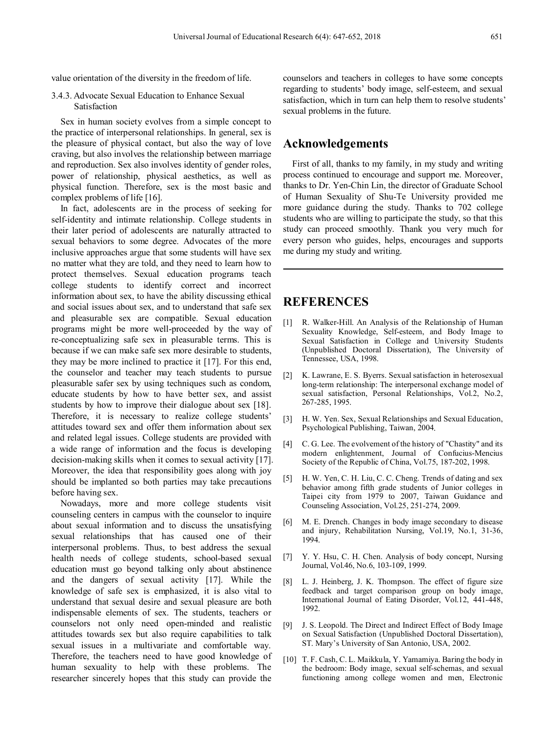value orientation of the diversity in the freedom of life.

#### 3.4.3. Advocate Sexual Education to Enhance Sexual Satisfaction

Sex in human society evolves from a simple concept to the practice of interpersonal relationships. In general, sex is the pleasure of physical contact, but also the way of love craving, but also involves the relationship between marriage and reproduction. Sex also involves identity of gender roles, power of relationship, physical aesthetics, as well as physical function. Therefore, sex is the most basic and complex problems of life [16].

In fact, adolescents are in the process of seeking for self-identity and intimate relationship. College students in their later period of adolescents are naturally attracted to sexual behaviors to some degree. Advocates of the more inclusive approaches argue that some students will have sex no matter what they are told, and they need to learn how to protect themselves. Sexual education programs teach college students to identify correct and incorrect information about sex, to have the ability discussing ethical and social issues about sex, and to understand that safe sex and pleasurable sex are compatible. Sexual education programs might be more well-proceeded by the way of re-conceptualizing safe sex in pleasurable terms. This is because if we can make safe sex more desirable to students, they may be more inclined to practice it [17]. For this end, the counselor and teacher may teach students to pursue pleasurable safer sex by using techniques such as condom, educate students by how to have better sex, and assist students by how to improve their dialogue about sex [18]. Therefore, it is necessary to realize college students' attitudes toward sex and offer them information about sex and related legal issues. College students are provided with a wide range of information and the focus is developing decision-making skills when it comes to sexual activity [17]. Moreover, the idea that responsibility goes along with joy should be implanted so both parties may take precautions before having sex.

Nowadays, more and more college students visit counseling centers in campus with the counselor to inquire about sexual information and to discuss the unsatisfying sexual relationships that has caused one of their interpersonal problems. Thus, to best address the sexual health needs of college students, school-based sexual education must go beyond talking only about abstinence and the dangers of sexual activity [17]. While the knowledge of safe sex is emphasized, it is also vital to understand that sexual desire and sexual pleasure are both indispensable elements of sex. The students, teachers or counselors not only need open-minded and realistic attitudes towards sex but also require capabilities to talk sexual issues in a multivariate and comfortable way. Therefore, the teachers need to have good knowledge of human sexuality to help with these problems. The researcher sincerely hopes that this study can provide the counselors and teachers in colleges to have some concepts regarding to students' body image, self-esteem, and sexual satisfaction, which in turn can help them to resolve students' sexual problems in the future.

## Acknowledgements

First of all, thanks to my family, in my study and writing process continued to encourage and support me. Moreover, thanks to Dr. Yen-Chin Lin, the director of Graduate School of Human Sexuality of Shu-Te University provided me more guidance during the study. Thanks to 702 college students who are willing to participate the study, so that this study can proceed smoothly. Thank you very much for every person who guides, helps, encourages and supports me during my study and writing.

## REFERENCES

[1] R. Walker-Hill. An Analysis of the Relationship of Human Sexuality Knowledge, Self-esteem, and Body Image to Sexual Satisfaction in College and University Students (Unpublished Doctoral Dissertation), The University of Tennessee, USA, 1998.

[2] K. Lawrane, E. S. Byerrs. Sexual satisfaction in heterosexual long-term relationship: The interpersonal exchange model of sexual satisfaction, Personal Relationships, Vol.2, No.2, 267-285, 1995.

[3] H. W. Yen. Sex, Sexual Relationships and Sexual Education, Psychological Publishing, Taiwan, 2004.

[4] C. G. Lee. The evolvement of the history of "Chastity" and its modern enlightenment, Journal of Confucius-Mencius Society of the Republic of China, Vol.75, 187-202, 1998.

[5] H. W. Yen, C. H. Liu, C. C. Cheng. Trends of dating and sex behavior among fifth grade students of Junior colleges in Taipei city from 1979 to 2007, Taiwan Guidance and Counseling Association, Vol.25, 251-274, 2009.

[6] M. E. Drench. Changes in body image secondary to disease and injury, Rehabilitation Nursing, Vol.19, No.1, 31-36, 1994.

[7] Y. Y. Hsu, C. H. Chen. Analysis of body concept, Nursing Journal, Vol.46, No.6, 103-109, 1999.

[8] L. J. Heinberg, J. K. Thompson. The effect of figure size feedback and target comparison group on body image, International Journal of Eating Disorder, Vol.12, 441-448, 1992.

[9] J. S. Leopold. The Direct and Indirect Effect of Body Image on Sexual Satisfaction (Unpublished Doctoral Dissertation), ST. Mary's University of San Antonio, USA, 2002.

[10] T. F. Cash, C. L. Maikkula, Y. Yamamiya. Baring the body in the bedroom: Body image, sexual self-schemas, and sexual functioning among college women and men, Electronic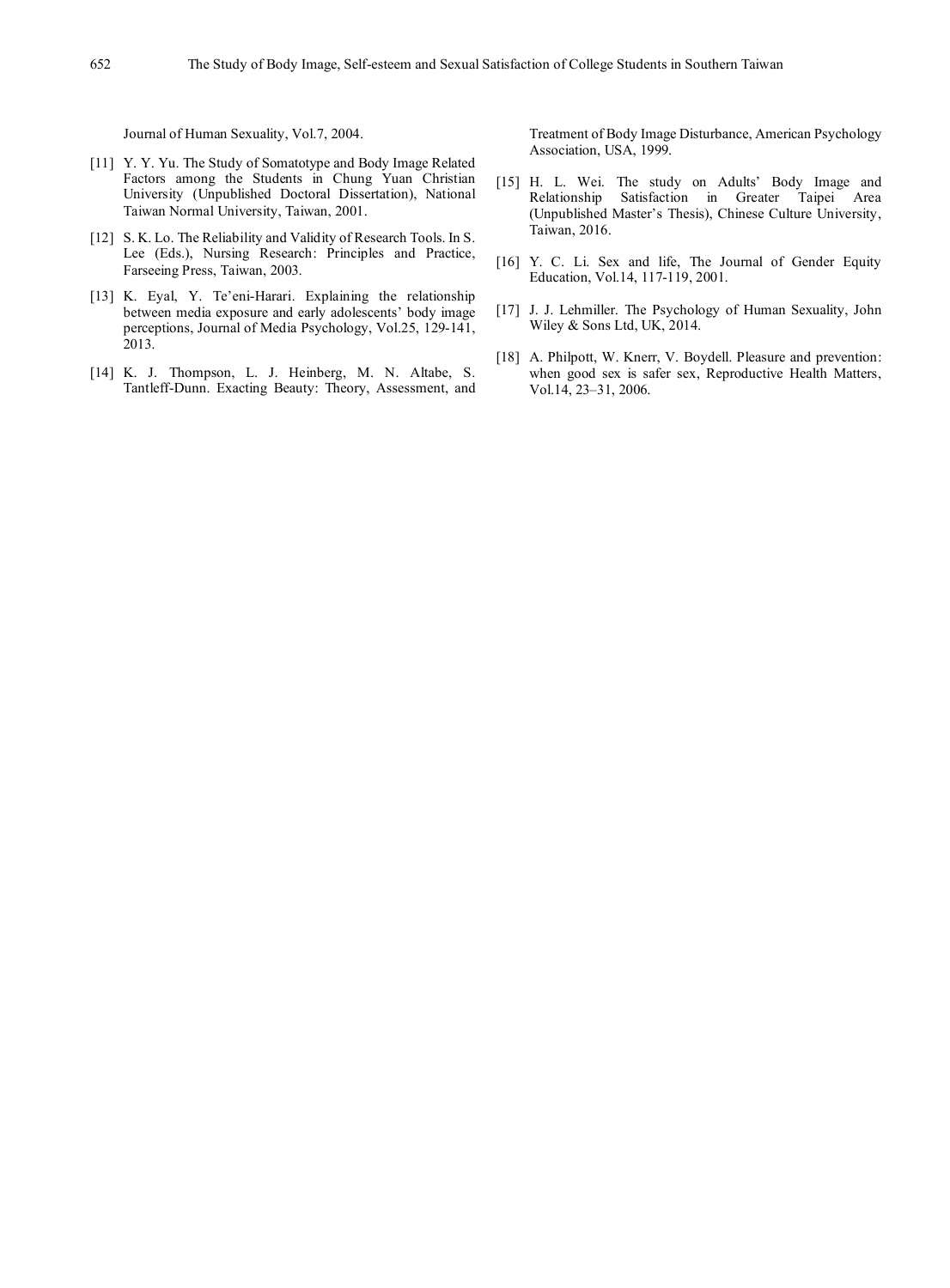Journal of Human Sexuality, Vol.7, 2004.

[11] Y. Y. Yu. The Study of Somatotype and Body Image Related Factors among the Students in Chung Yuan Christian University (Unpublished Doctoral Dissertation), National Taiwan Normal University, Taiwan, 2001.

[12] S. K. Lo. The Reliability and Validity of Research Tools. In S. Lee (Eds.), Nursing Research: Principles and Practice, Farseeing Press, Taiwan, 2003.

[13] K. Eyal, Y. Te'eni-Harari. Explaining the relationship between media exposure and early adolescents' body image perceptions, Journal of Media Psychology, Vol.25, 129-141, 2013.

[14] K. J. Thompson, L. J. Heinberg, M. N. Altabe, S. Tantleff-Dunn. Exacting Beauty: Theory, Assessment, and Treatment of Body Image Disturbance, American Psychology Association, USA, 1999.

[15] H. L. Wei. The study on Adults' Body Image and Relationship Satisfaction in Greater Taipei Area (Unpublished Master's Thesis), Chinese Culture University, Taiwan, 2016.

[16] Y. C. Li. Sex and life, The Journal of Gender Equity Education, Vol.14, 117-119, 2001.

[17] J. J. Lehmiller. The Psychology of Human Sexuality, John Wiley & Sons Ltd, UK, 2014.

[18] A. Philpott, W. Knerr, V. Boydell. Pleasure and prevention: when good sex is safer sex, Reproductive Health Matters, Vol.14, 23–31, 2006.